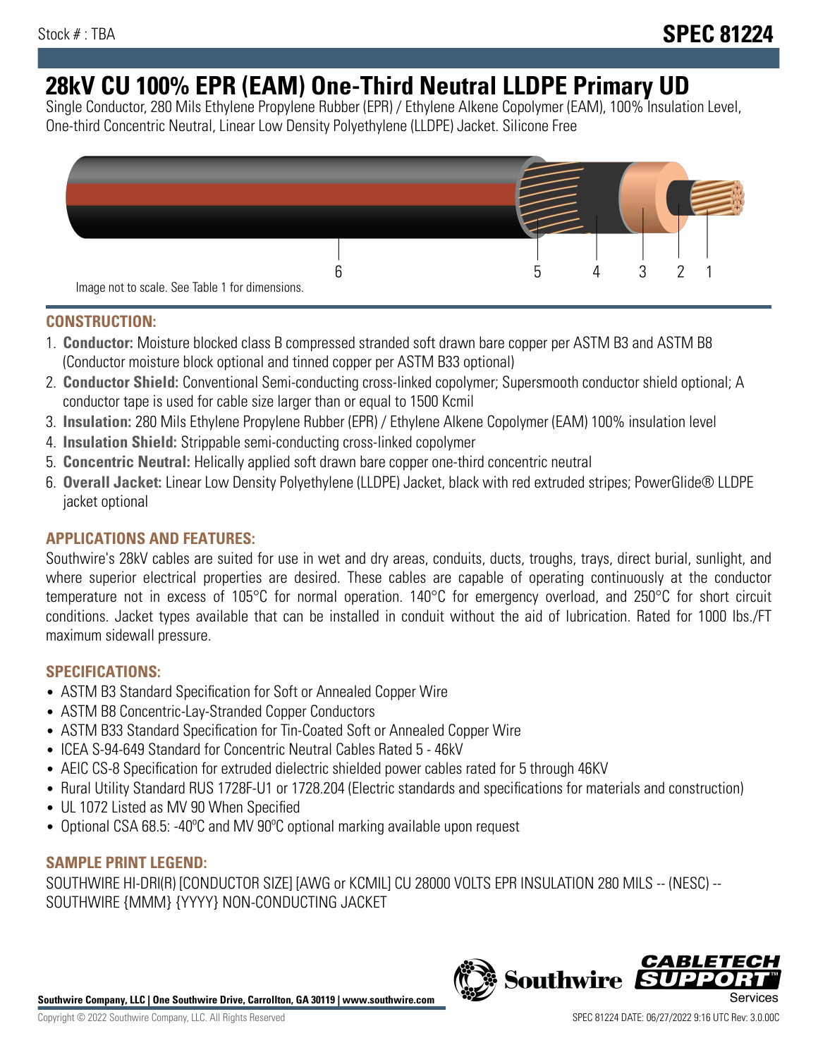Stock # : TBA

**SPEC 81224**

# 28kV CU 100% EPR (EAM) One-Third Neutral LLDPE Primary UD

Single Conductor, 280 Mils Ethylene Propylene Rubber (EPR) / Ethylene Alkene Copolymer (EAM), 100% Insulation Level, One-third Concentric Neutral, Linear Low Density Polyethylene (LLDPE) Jacket. Silicone Free

Image not to scale. See Table 1 for dimensions.

## CONSTRUCTION:

1. **Conductor:** Moisture blocked class B compressed stranded soft drawn bare copper per ASTM B3 and ASTM B8 (Conductor moisture block optional and tinned copper per ASTM B33 optional)
2. **Conductor Shield:** Conventional Semi-conducting cross-linked copolymer; Supersmooth conductor shield optional; A conductor tape is used for cable size larger than or equal to 1500 Kcmil
3. **Insulation:** 280 Mils Ethylene Propylene Rubber (EPR) / Ethylene Alkene Copolymer (EAM) 100% insulation level
4. **Insulation Shield:** Strippable semi-conducting cross-linked copolymer
5. **Concentric Neutral:** Helically applied soft drawn bare copper one-third concentric neutral
6. **Overall Jacket:** Linear Low Density Polyethylene (LLDPE) Jacket, black with red extruded stripes; PowerGlide® LLDPE jacket optional

## APPLICATIONS AND FEATURES:

Southwire's 28kV cables are suited for use in wet and dry areas, conduits, ducts, troughs, trays, direct burial, sunlight, and where superior electrical properties are desired. These cables are capable of operating continuously at the conductor temperature not in excess of 105°C for normal operation. 140°C for emergency overload, and 250°C for short circuit conditions. Jacket types available that can be installed in conduit without the aid of lubrication. Rated for 1000 lbs./FT maximum sidewall pressure.

## SPECIFICATIONS:

- ASTM B3 Standard Specification for Soft or Annealed Copper Wire
- ASTM B8 Concentric-Lay-Stranded Copper Conductors
- ASTM B33 Standard Specification for Tin-Coated Soft or Annealed Copper Wire
- ICEA S-94-649 Standard for Concentric Neutral Cables Rated 5 - 46kV
- AEIC CS-8 Specification for extruded dielectric shielded power cables rated for 5 through 46KV
- Rural Utility Standard RUS 1728F-U1 or 1728.204 (Electric standards and specifications for materials and construction)
- UL 1072 Listed as MV 90 When Specified
- Optional CSA 68.5: -40ºC and MV 90ºC optional marking available upon request

## SAMPLE PRINT LEGEND:

SOUTHWIRE HI-DRI(R) [CONDUCTOR SIZE] [AWG or KCMIL] CU 28000 VOLTS EPR INSULATION 280 MILS -- (NESC) -- SOUTHWIRE {MMM} {YYYY} NON-CONDUCTING JACKET

**Southwire Company, LLC | One Southwire Drive, Carrollton, GA 30119 | www.southwire.com**

Copyright © 2022 Southwire Company, LLC. All Rights Reserved

SPEC 81224 DATE: 06/27/2022 9:16 UTC Rev: 3.0.00C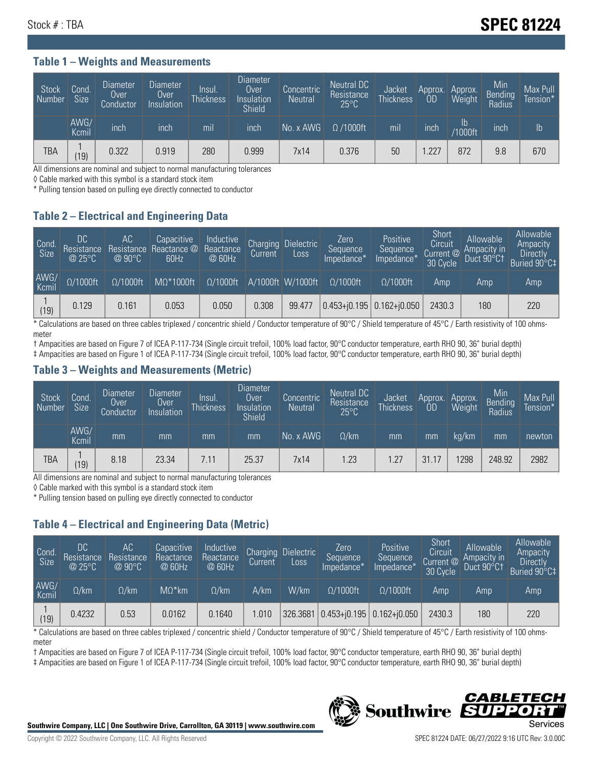Stock # : TBA

# SPEC 81224

### Table 1 – Weights and Measurements

| Stock Number | Cond. Size | Diameter Over Conductor | Diameter Over Insulation | Insul. Thickness | Diameter Over Insulation Shield | Concentric Neutral | Neutral DC Resistance 25°C | Jacket Thickness | Approx. OD | Approx. Weight | Min Bending Radius | Max Pull Tension* |
|---|---|---|---|---|---|---|---|---|---|---|---|---|
| | AWG/ Kcmil | inch | inch | mil | inch | No. x AWG | Ω /1000ft | mil | inch | lb /1000ft | inch | lb |
| TBA | 1 (19) | 0.322 | 0.919 | 280 | 0.999 | 7x14 | 0.376 | 50 | 1.227 | 872 | 9.8 | 670 |

All dimensions are nominal and subject to normal manufacturing tolerances

◊ Cable marked with this symbol is a standard stock item

* Pulling tension based on pulling eye directly connected to conductor

### Table 2 – Electrical and Engineering Data

| Cond. Size | DC Resistance @ 25°C | AC Resistance @ 90°C | Capacitive Reactance @ 60Hz | Inductive Reactance @ 60Hz | Charging Current | Dielectric Loss | Zero Sequence Impedance* | Positive Sequence Impedance* | Short Circuit Current @ 30 Cycle | Allowable Ampacity in Duct 90°C† | Allowable Ampacity Directly Buried 90°C‡ |
|---|---|---|---|---|---|---|---|---|---|---|---|
| AWG/ Kcmil | Ω/1000ft | Ω/1000ft | MΩ*1000ft | Ω/1000ft | A/1000ft | W/1000ft | Ω/1000ft | Ω/1000ft | Amp | Amp | Amp |
| 1 (19) | 0.129 | 0.161 | 0.053 | 0.050 | 0.308 | 99.477 | 0.453+j0.195 | 0.162+j0.050 | 2430.3 | 180 | 220 |

* Calculations are based on three cables triplexed / concentric shield / Conductor temperature of 90°C / Shield temperature of 45°C / Earth resistivity of 100 ohms-meter

† Ampacities are based on Figure 7 of ICEA P-117-734 (Single circuit trefoil, 100% load factor, 90°C conductor temperature, earth RHO 90, 36" burial depth)

‡ Ampacities are based on Figure 1 of ICEA P-117-734 (Single circuit trefoil, 100% load factor, 90°C conductor temperature, earth RHO 90, 36" burial depth)

### Table 3 – Weights and Measurements (Metric)

| Stock Number | Cond. Size | Diameter Over Conductor | Diameter Over Insulation | Insul. Thickness | Diameter Over Insulation Shield | Concentric Neutral | Neutral DC Resistance 25°C | Jacket Thickness | Approx. OD | Approx. Weight | Min Bending Radius | Max Pull Tension* |
|---|---|---|---|---|---|---|---|---|---|---|---|---|
| | AWG/ Kcmil | mm | mm | mm | mm | No. x AWG | Ω/km | mm | mm | kg/km | mm | newton |
| TBA | 1 (19) | 8.18 | 23.34 | 7.11 | 25.37 | 7x14 | 1.23 | 1.27 | 31.17 | 1298 | 248.92 | 2982 |

All dimensions are nominal and subject to normal manufacturing tolerances

◊ Cable marked with this symbol is a standard stock item

* Pulling tension based on pulling eye directly connected to conductor

### Table 4 – Electrical and Engineering Data (Metric)

| Cond. Size | DC Resistance @ 25°C | AC Resistance @ 90°C | Capacitive Reactance @ 60Hz | Inductive Reactance @ 60Hz | Charging Current | Dielectric Loss | Zero Sequence Impedance* | Positive Sequence Impedance* | Short Circuit Current @ 30 Cycle | Allowable Ampacity in Duct 90°C† | Allowable Ampacity Directly Buried 90°C‡ |
|---|---|---|---|---|---|---|---|---|---|---|---|
| AWG/ Kcmil | Ω/km | Ω/km | MΩ*km | Ω/km | A/km | W/km | Ω/1000ft | Ω/1000ft | Amp | Amp | Amp |
| 1 (19) | 0.4232 | 0.53 | 0.0162 | 0.1640 | 1.010 | 326.3681 | 0.453+j0.195 | 0.162+j0.050 | 2430.3 | 180 | 220 |

* Calculations are based on three cables triplexed / concentric shield / Conductor temperature of 90°C / Shield temperature of 45°C / Earth resistivity of 100 ohms-meter

† Ampacities are based on Figure 7 of ICEA P-117-734 (Single circuit trefoil, 100% load factor, 90°C conductor temperature, earth RHO 90, 36" burial depth)

‡ Ampacities are based on Figure 1 of ICEA P-117-734 (Single circuit trefoil, 100% load factor, 90°C conductor temperature, earth RHO 90, 36" burial depth)

**Southwire Company, LLC | One Southwire Drive, Carrollton, GA 30119 | www.southwire.com**

Copyright © 2022 Southwire Company, LLC. All Rights Reserved

SPEC 81224 DATE: 06/27/2022 9:16 UTC Rev: 3.0.00C